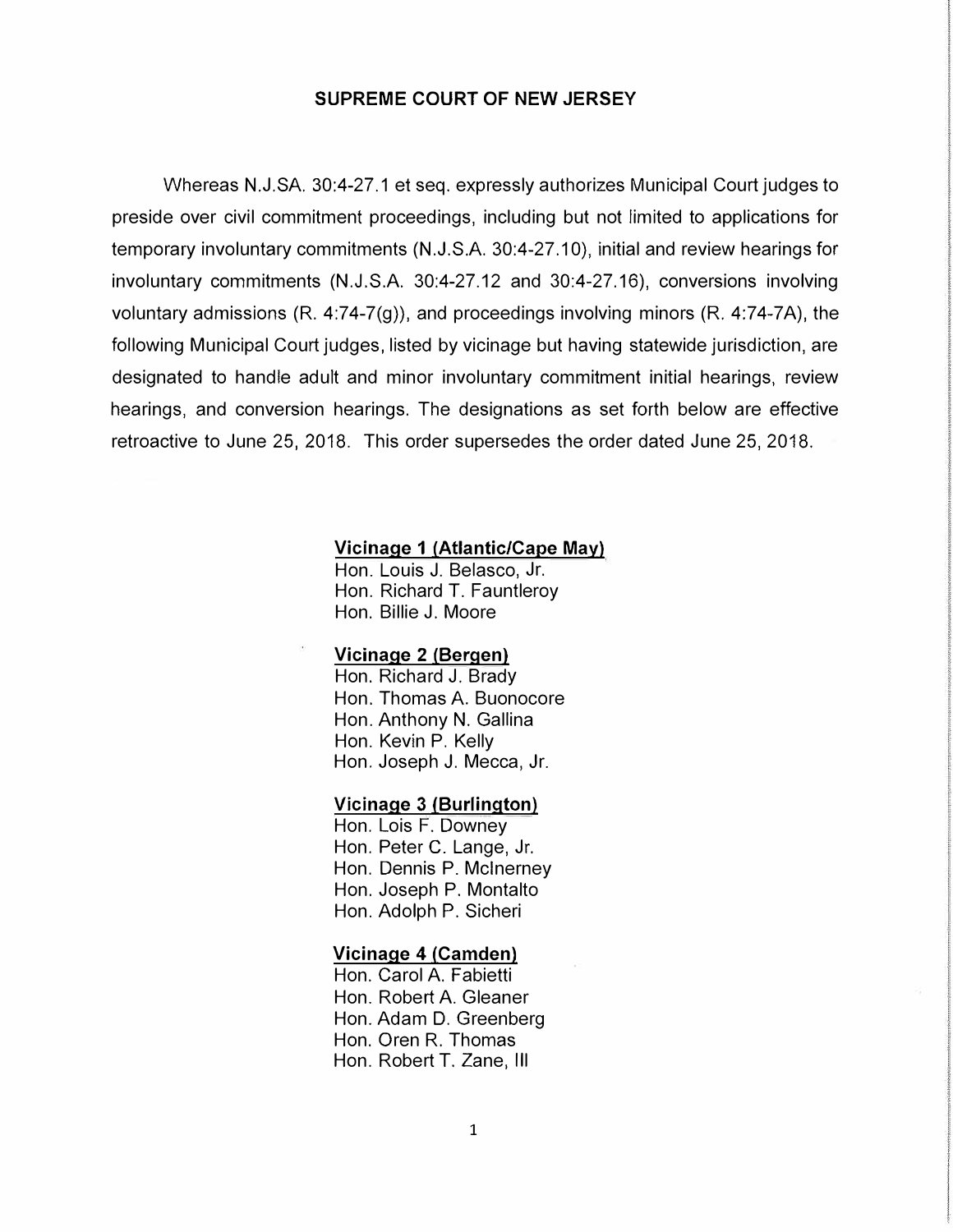# SUPREME COURT OF NEW JERSEY

Whereas N.J.SA. 30:4-27.1 et seq. expressly authorizes Municipal Court judges to preside over civil commitment proceedings, including but not limited to applications for temporary involuntary commitments (N.J.S.A. 30:4-27.10), initial and review hearings for involuntary commitments (N.J.S.A. 30:4-27.12 and 30:4-27.16), conversions involving voluntary admissions (R. 4:74-7(g)), and proceedings involving minors (R. 4:74-7A), the following Municipal Court judges, listed by vicinage but having statewide jurisdiction, are designated to handle adult and minor involuntary commitment initial hearings, review hearings, and conversion hearings. The designations as set forth below are effective retroactive to June 25, 2018. This order supersedes the order dated June 25, 2018.

**Vicinage 1 (Atlantic/Cape May)**

Hon. Louis J. Belasco, Jr.
Hon. Richard T. Fauntleroy
Hon. Billie J. Moore

**Vicinage 2 (Bergen)**

Hon. Richard J. Brady
Hon. Thomas A. Buonocore
Hon. Anthony N. Gallina
Hon. Kevin P. Kelly
Hon. Joseph J. Mecca, Jr.

**Vicinage 3 (Burlington)**

Hon. Lois F. Downey
Hon. Peter C. Lange, Jr.
Hon. Dennis P. McInerney
Hon. Joseph P. Montalto
Hon. Adolph P. Sicheri

**Vicinage 4 (Camden)**

Hon. Carol A. Fabietti
Hon. Robert A. Gleaner
Hon. Adam D. Greenberg
Hon. Oren R. Thomas
Hon. Robert T. Zane, III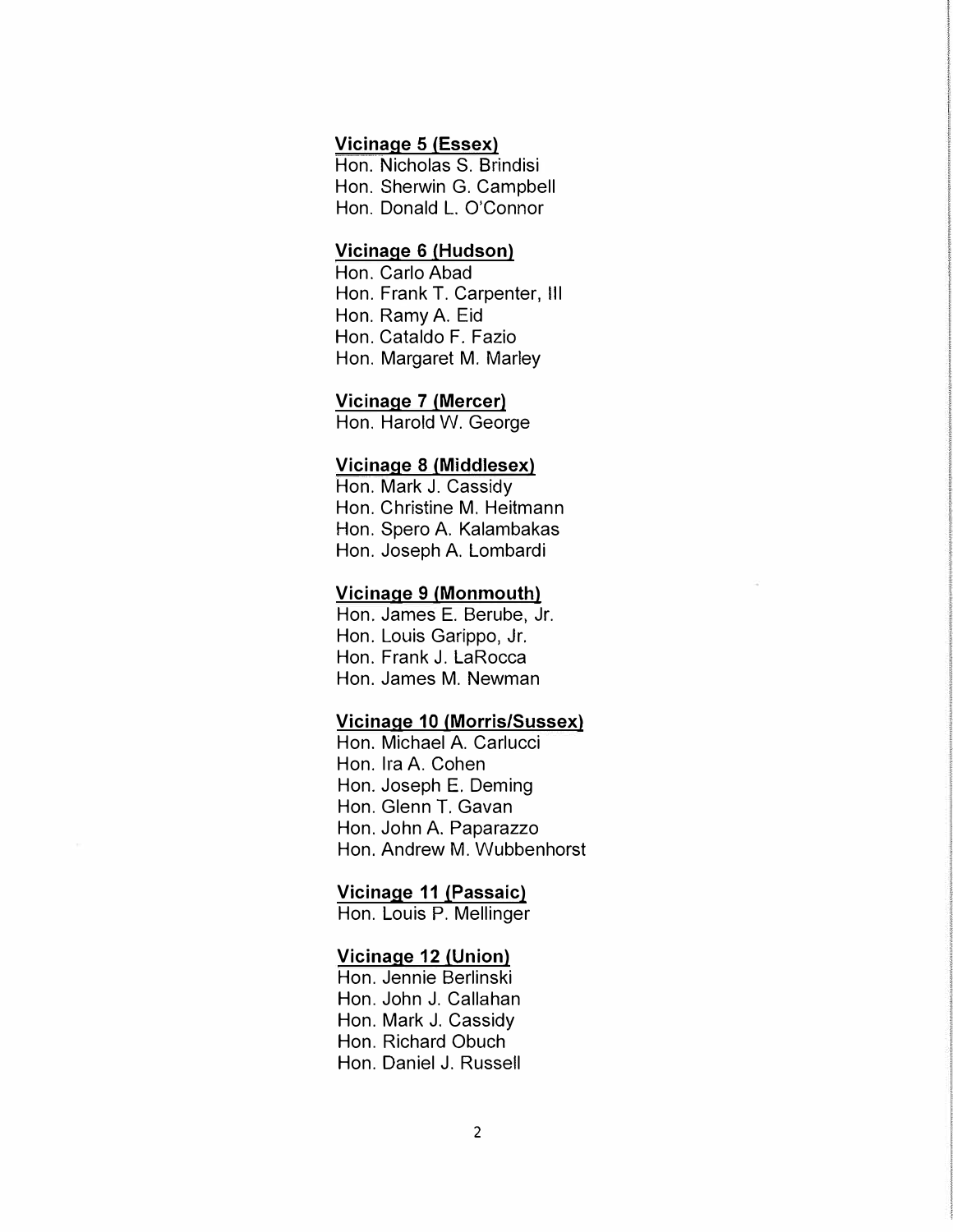**Vicinage 5 (Essex)**

Hon. Nicholas S. Brindisi
Hon. Sherwin G. Campbell
Hon. Donald L. O'Connor

**Vicinage 6 (Hudson)**

Hon. Carlo Abad
Hon. Frank T. Carpenter, III
Hon. Ramy A. Eid
Hon. Cataldo F. Fazio
Hon. Margaret M. Marley

**Vicinage 7 (Mercer)**

Hon. Harold W. George

**Vicinage 8 (Middlesex)**

Hon. Mark J. Cassidy
Hon. Christine M. Heitmann
Hon. Spero A. Kalambakas
Hon. Joseph A. Lombardi

**Vicinage 9 (Monmouth)**

Hon. James E. Berube, Jr.
Hon. Louis Garippo, Jr.
Hon. Frank J. LaRocca
Hon. James M. Newman

**Vicinage 10 (Morris/Sussex)**

Hon. Michael A. Carlucci
Hon. Ira A. Cohen
Hon. Joseph E. Deming
Hon. Glenn T. Gavan
Hon. John A. Paparazzo
Hon. Andrew M. Wubbenhorst

**Vicinage 11 (Passaic)**

Hon. Louis P. Mellinger

**Vicinage 12 (Union)**

Hon. Jennie Berlinski
Hon. John J. Callahan
Hon. Mark J. Cassidy
Hon. Richard Obuch
Hon. Daniel J. Russell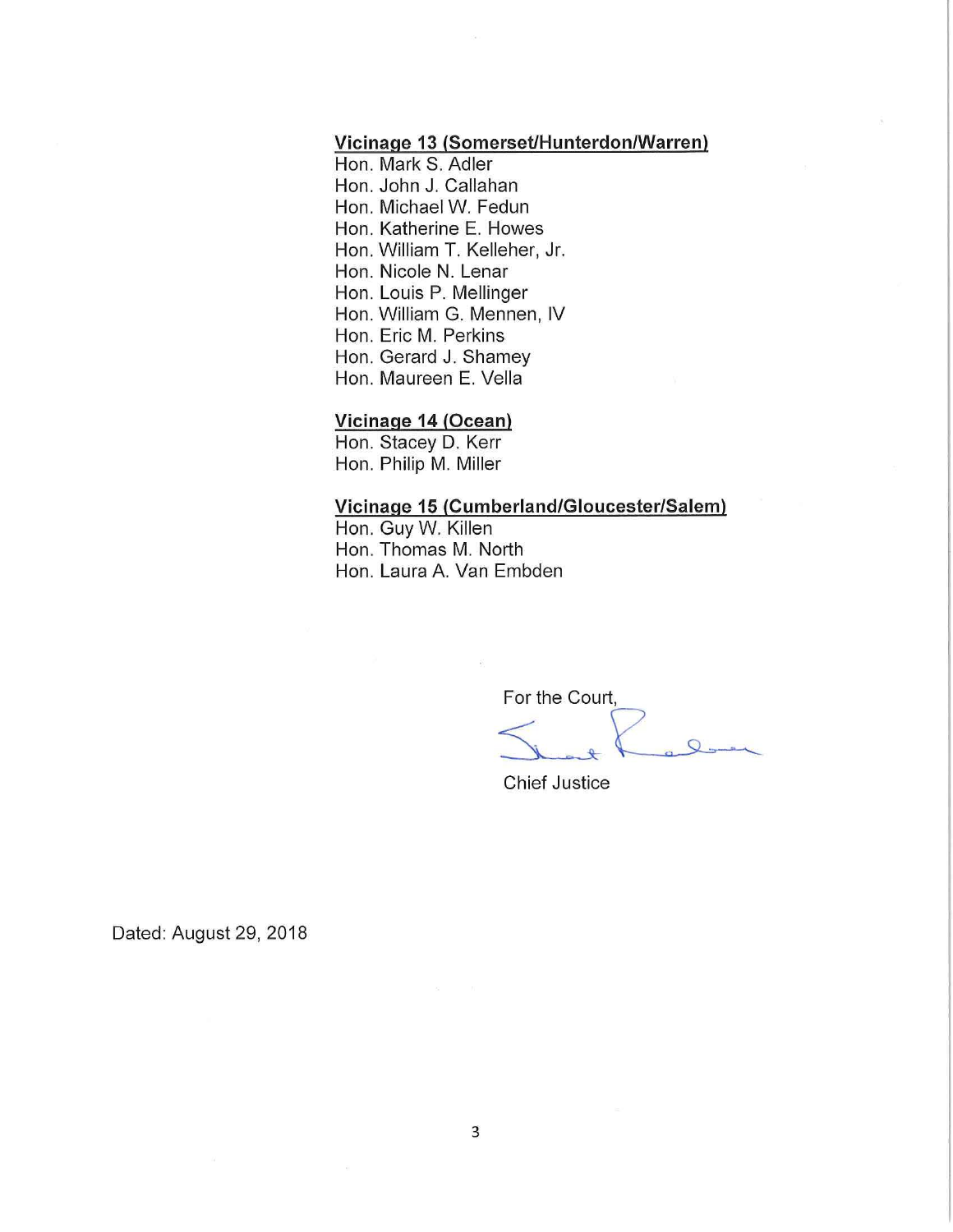**<u>Vicinage 13 (Somerset/Hunterdon/Warren)</u>**
Hon. Mark S. Adler
Hon. John J. Callahan
Hon. Michael W. Fedun
Hon. Katherine E. Howes
Hon. William T. Kelleher, Jr.
Hon. Nicole N. Lenar
Hon. Louis P. Mellinger
Hon. William G. Mennen, IV
Hon. Eric M. Perkins
Hon. Gerard J. Shamey
Hon. Maureen E. Vella

**<u>Vicinage 14 (Ocean)</u>**
Hon. Stacey D. Kerr
Hon. Philip M. Miller

**<u>Vicinage 15 (Cumberland/Gloucester/Salem)</u>**
Hon. Guy W. Killen
Hon. Thomas M. North
Hon. Laura A. Van Embden

For the Court,

Chief Justice

Dated: August 29, 2018